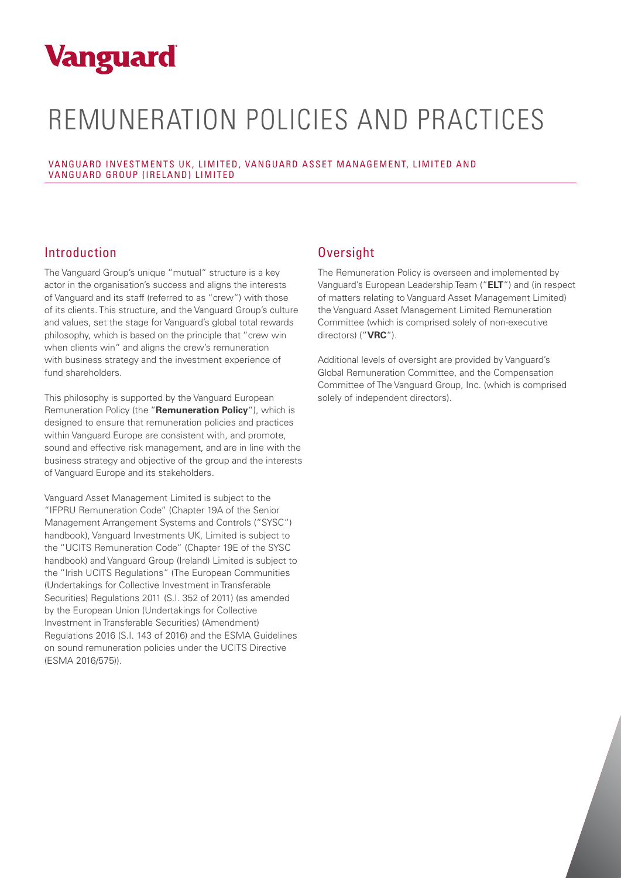# Vanguard

# REMUNERATION POLICIES AND PRACTICES

VANGUARD INVESTMENTS UK, LIMITED, VANGUARD ASSET MANAGEMENT, LIMITED AND VANGUARD GROUP (IRELAND) LIMITED

## Introduction

The Vanguard Group's unique "mutual" structure is a key actor in the organisation's success and aligns the interests of Vanguard and its staff (referred to as "crew") with those of its clients. This structure, and the Vanguard Group's culture and values, set the stage for Vanguard's global total rewards philosophy, which is based on the principle that "crew win when clients win" and aligns the crew's remuneration with business strategy and the investment experience of fund shareholders.

This philosophy is supported by the Vanguard European Remuneration Policy (the "**Remuneration Policy**"), which is designed to ensure that remuneration policies and practices within Vanguard Europe are consistent with, and promote, sound and effective risk management, and are in line with the business strategy and objective of the group and the interests of Vanguard Europe and its stakeholders.

Vanguard Asset Management Limited is subject to the "IFPRU Remuneration Code" (Chapter 19A of the Senior Management Arrangement Systems and Controls ("SYSC") handbook), Vanguard Investments UK, Limited is subject to the "UCITS Remuneration Code" (Chapter 19E of the SYSC handbook) and Vanguard Group (Ireland) Limited is subject to the "Irish UCITS Regulations" (The European Communities (Undertakings for Collective Investment in Transferable Securities) Regulations 2011 (S.I. 352 of 2011) (as amended by the European Union (Undertakings for Collective Investment in Transferable Securities) (Amendment) Regulations 2016 (S.I. 143 of 2016) and the ESMA Guidelines on sound remuneration policies under the UCITS Directive (ESMA 2016/575)).

## Oversight

The Remuneration Policy is overseen and implemented by Vanguard's European Leadership Team ("**ELT**") and (in respect of matters relating to Vanguard Asset Management Limited) the Vanguard Asset Management Limited Remuneration Committee (which is comprised solely of non-executive directors) ("**VRC**").

Additional levels of oversight are provided by Vanguard's Global Remuneration Committee, and the Compensation Committee of The Vanguard Group, Inc. (which is comprised solely of independent directors).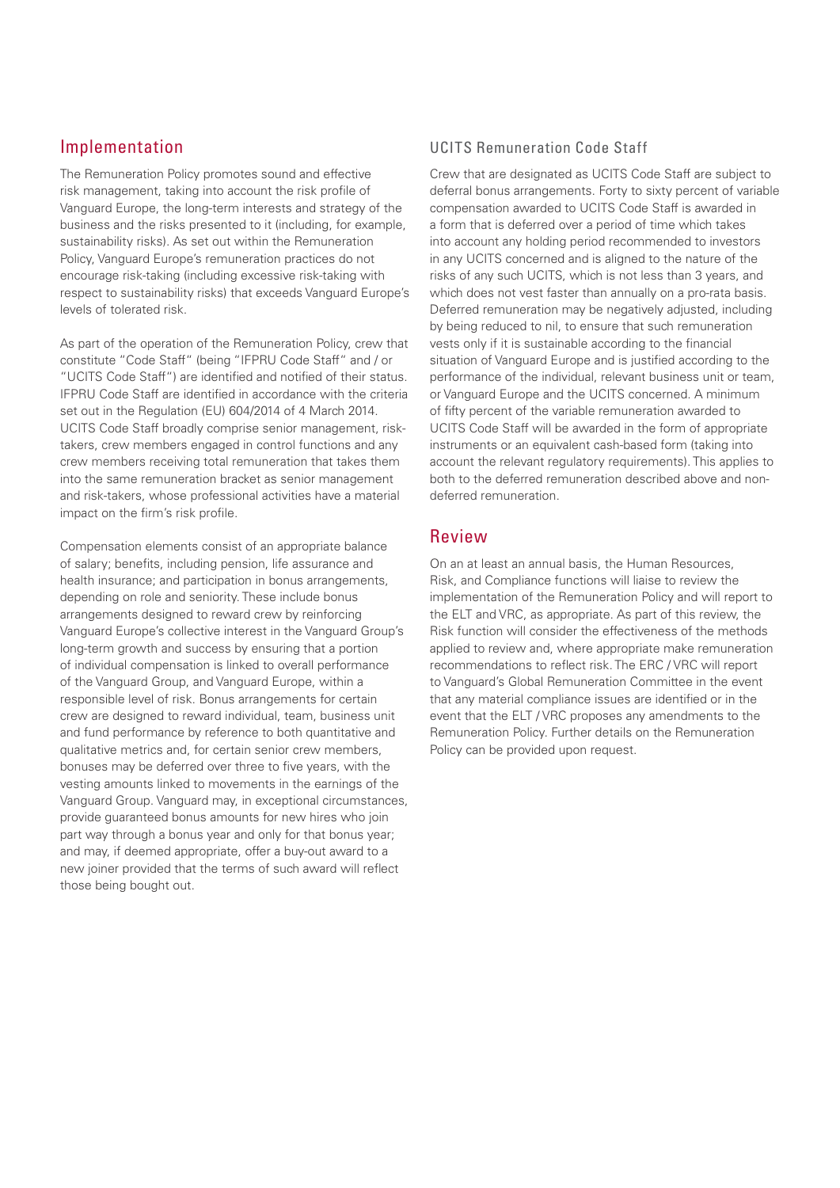## Implementation

The Remuneration Policy promotes sound and effective risk management, taking into account the risk profile of Vanguard Europe, the long-term interests and strategy of the business and the risks presented to it (including, for example, sustainability risks). As set out within the Remuneration Policy, Vanguard Europe's remuneration practices do not encourage risk-taking (including excessive risk-taking with respect to sustainability risks) that exceeds Vanguard Europe's levels of tolerated risk.

As part of the operation of the Remuneration Policy, crew that constitute "Code Staff" (being "IFPRU Code Staff" and / or "UCITS Code Staff") are identified and notified of their status. IFPRU Code Staff are identified in accordance with the criteria set out in the Regulation (EU) 604/2014 of 4 March 2014. UCITS Code Staff broadly comprise senior management, risk-takers, crew members engaged in control functions and any crew members receiving total remuneration that takes them into the same remuneration bracket as senior management and risk-takers, whose professional activities have a material impact on the firm's risk profile.

Compensation elements consist of an appropriate balance of salary; benefits, including pension, life assurance and health insurance; and participation in bonus arrangements, depending on role and seniority. These include bonus arrangements designed to reward crew by reinforcing Vanguard Europe's collective interest in the Vanguard Group's long-term growth and success by ensuring that a portion of individual compensation is linked to overall performance of the Vanguard Group, and Vanguard Europe, within a responsible level of risk. Bonus arrangements for certain crew are designed to reward individual, team, business unit and fund performance by reference to both quantitative and qualitative metrics and, for certain senior crew members, bonuses may be deferred over three to five years, with the vesting amounts linked to movements in the earnings of the Vanguard Group. Vanguard may, in exceptional circumstances, provide guaranteed bonus amounts for new hires who join part way through a bonus year and only for that bonus year; and may, if deemed appropriate, offer a buy-out award to a new joiner provided that the terms of such award will reflect those being bought out.

### UCITS Remuneration Code Staff

Crew that are designated as UCITS Code Staff are subject to deferral bonus arrangements. Forty to sixty percent of variable compensation awarded to UCITS Code Staff is awarded in a form that is deferred over a period of time which takes into account any holding period recommended to investors in any UCITS concerned and is aligned to the nature of the risks of any such UCITS, which is not less than 3 years, and which does not vest faster than annually on a pro-rata basis. Deferred remuneration may be negatively adjusted, including by being reduced to nil, to ensure that such remuneration vests only if it is sustainable according to the financial situation of Vanguard Europe and is justified according to the performance of the individual, relevant business unit or team, or Vanguard Europe and the UCITS concerned. A minimum of fifty percent of the variable remuneration awarded to UCITS Code Staff will be awarded in the form of appropriate instruments or an equivalent cash-based form (taking into account the relevant regulatory requirements). This applies to both to the deferred remuneration described above and non-deferred remuneration.

## Review

On an at least an annual basis, the Human Resources, Risk, and Compliance functions will liaise to review the implementation of the Remuneration Policy and will report to the ELT and VRC, as appropriate. As part of this review, the Risk function will consider the effectiveness of the methods applied to review and, where appropriate make remuneration recommendations to reflect risk. The ERC / VRC will report to Vanguard's Global Remuneration Committee in the event that any material compliance issues are identified or in the event that the ELT / VRC proposes any amendments to the Remuneration Policy. Further details on the Remuneration Policy can be provided upon request.